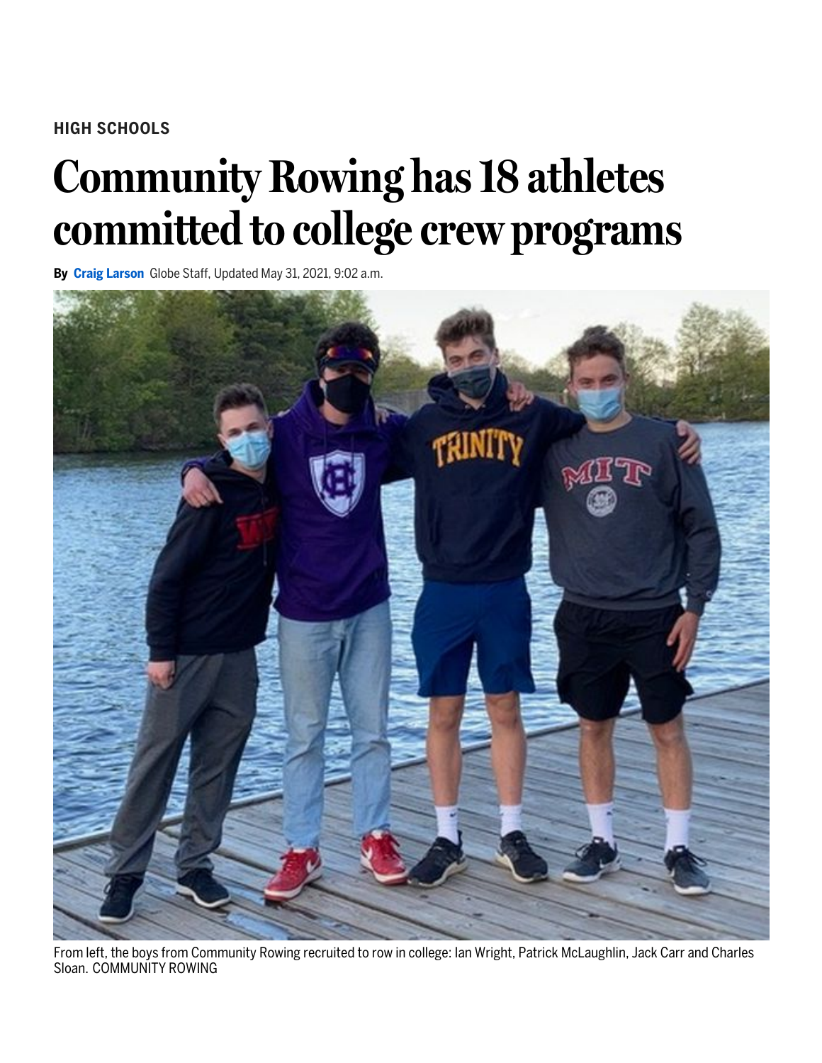HIGH SCHOOLS

# Community Rowing has 18 athletes committed to college crew programs

**By** Craig Larson Globe Staff, Updated May 31, 2021, 9:02 a.m.

From left, the boys from Community Rowing recruited to row in college: Ian Wright, Patrick McLaughlin, Jack Carr and Charles Sloan. COMMUNITY ROWING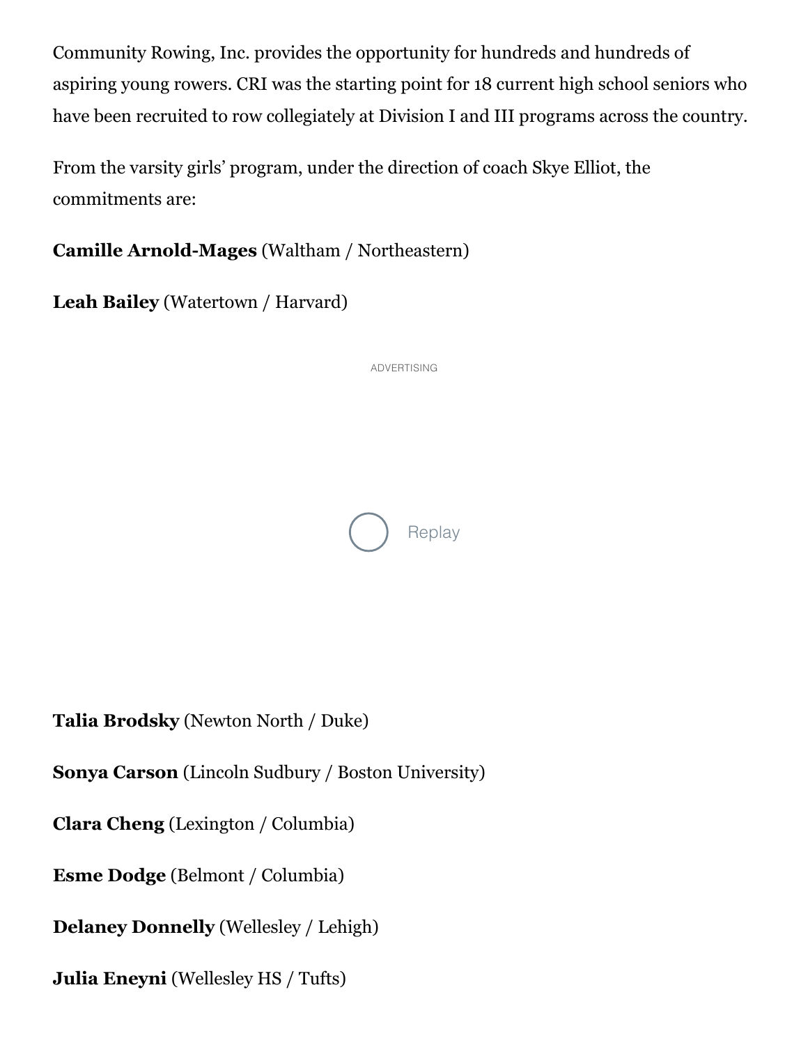Community Rowing, Inc. provides the opportunity for hundreds and hundreds of aspiring young rowers. CRI was the starting point for 18 current high school seniors who have been recruited to row collegiately at Division I and III programs across the country.

From the varsity girls' program, under the direction of coach Skye Elliot, the commitments are:

**Camille Arnold-Mages** (Waltham / Northeastern)

**Leah Bailey** (Watertown / Harvard)

**Talia Brodsky** (Newton North / Duke)

**Sonya Carson** (Lincoln Sudbury / Boston University)

**Clara Cheng** (Lexington / Columbia)

**Esme Dodge** (Belmont / Columbia)

**Delaney Donnelly** (Wellesley / Lehigh)

**Julia Eneyni** (Wellesley HS / Tufts)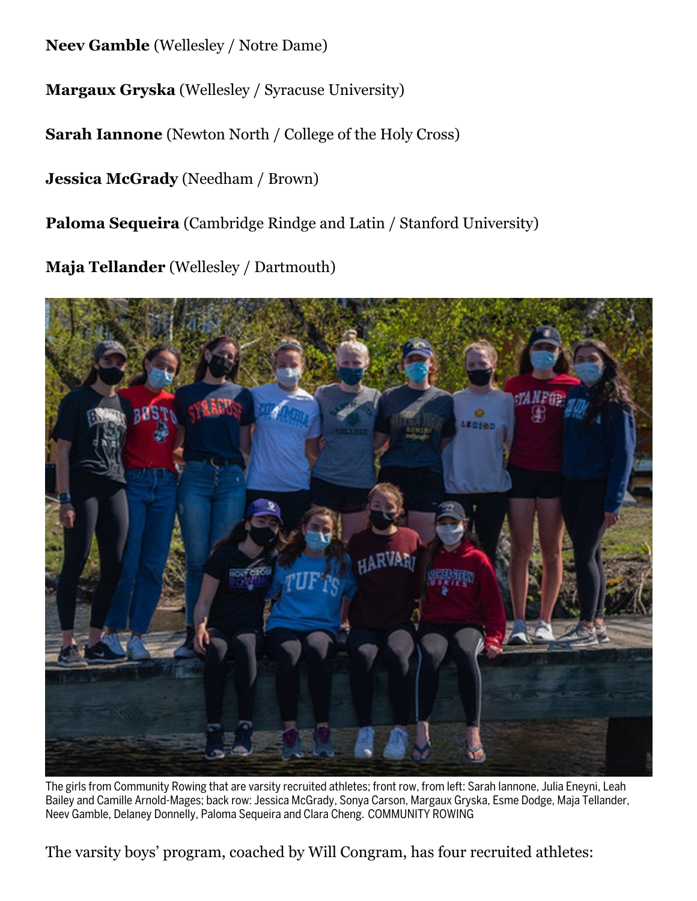**Neev Gamble** (Wellesley / Notre Dame)

**Margaux Gryska** (Wellesley / Syracuse University)

**Sarah Iannone** (Newton North / College of the Holy Cross)

**Jessica McGrady** (Needham / Brown)

**Paloma Sequeira** (Cambridge Rindge and Latin / Stanford University)

**Maja Tellander** (Wellesley / Dartmouth)

The girls from Community Rowing that are varsity recruited athletes; front row, from left: Sarah Iannone, Julia Eneyni, Leah Bailey and Camille Arnold-Mages; back row: Jessica McGrady, Sonya Carson, Margaux Gryska, Esme Dodge, Maja Tellander, Neev Gamble, Delaney Donnelly, Paloma Sequeira and Clara Cheng. COMMUNITY ROWING

The varsity boys' program, coached by Will Congram, has four recruited athletes: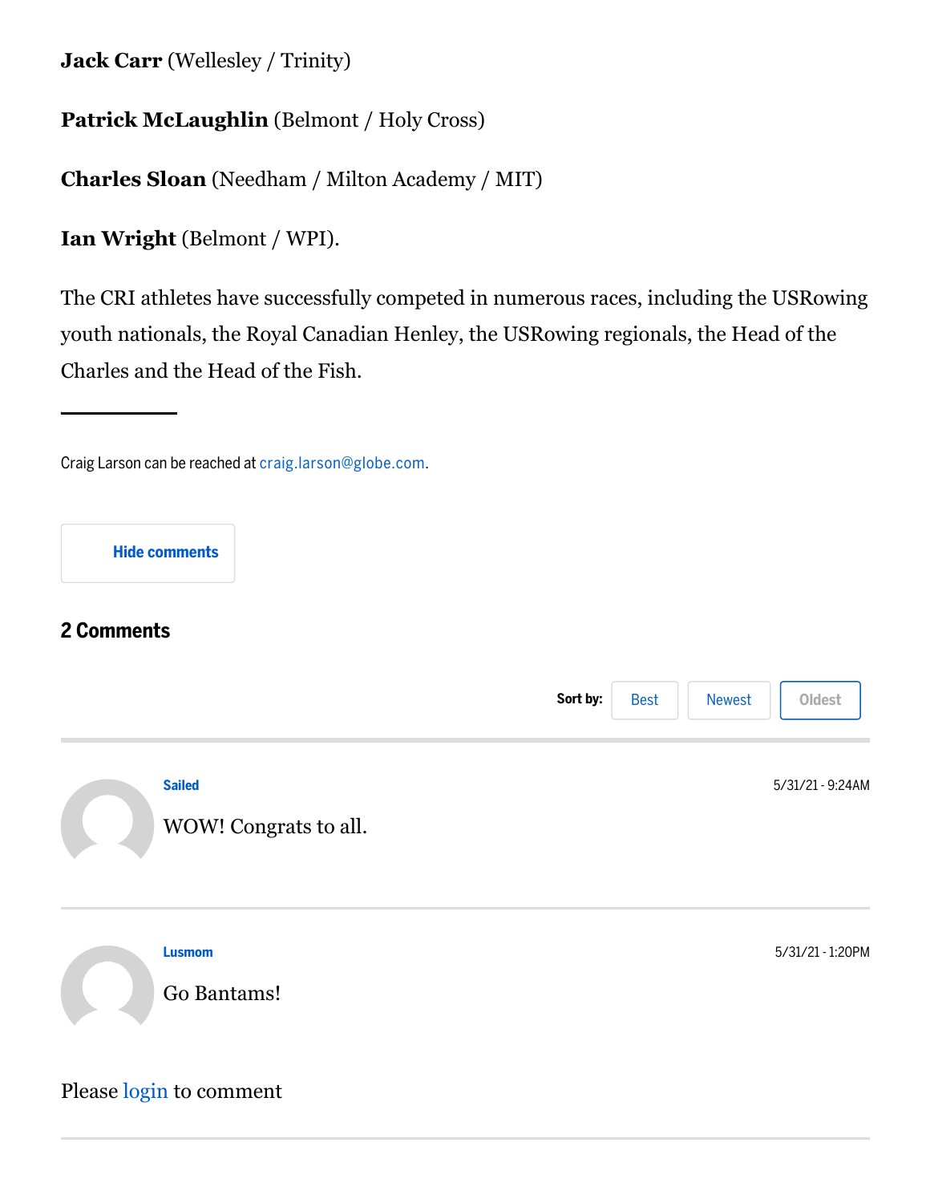**Jack Carr** (Wellesley / Trinity)

**Patrick McLaughlin** (Belmont / Holy Cross)

**Charles Sloan** (Needham / Milton Academy / MIT)

**Ian Wright** (Belmont / WPI).

The CRI athletes have successfully competed in numerous races, including the USRowing youth nationals, the Royal Canadian Henley, the USRowing regionals, the Head of the Charles and the Head of the Fish.

---

Craig Larson can be reached at craig.larson@globe.com.

Hide comments

## 2 Comments

Sort by: Best Newest Oldest

---

**Sailed** 5/31/21 - 9:24AM

WOW! Congrats to all.

---

**Lusmom** 5/31/21 - 1:20PM

Go Bantams!

Please login to comment

---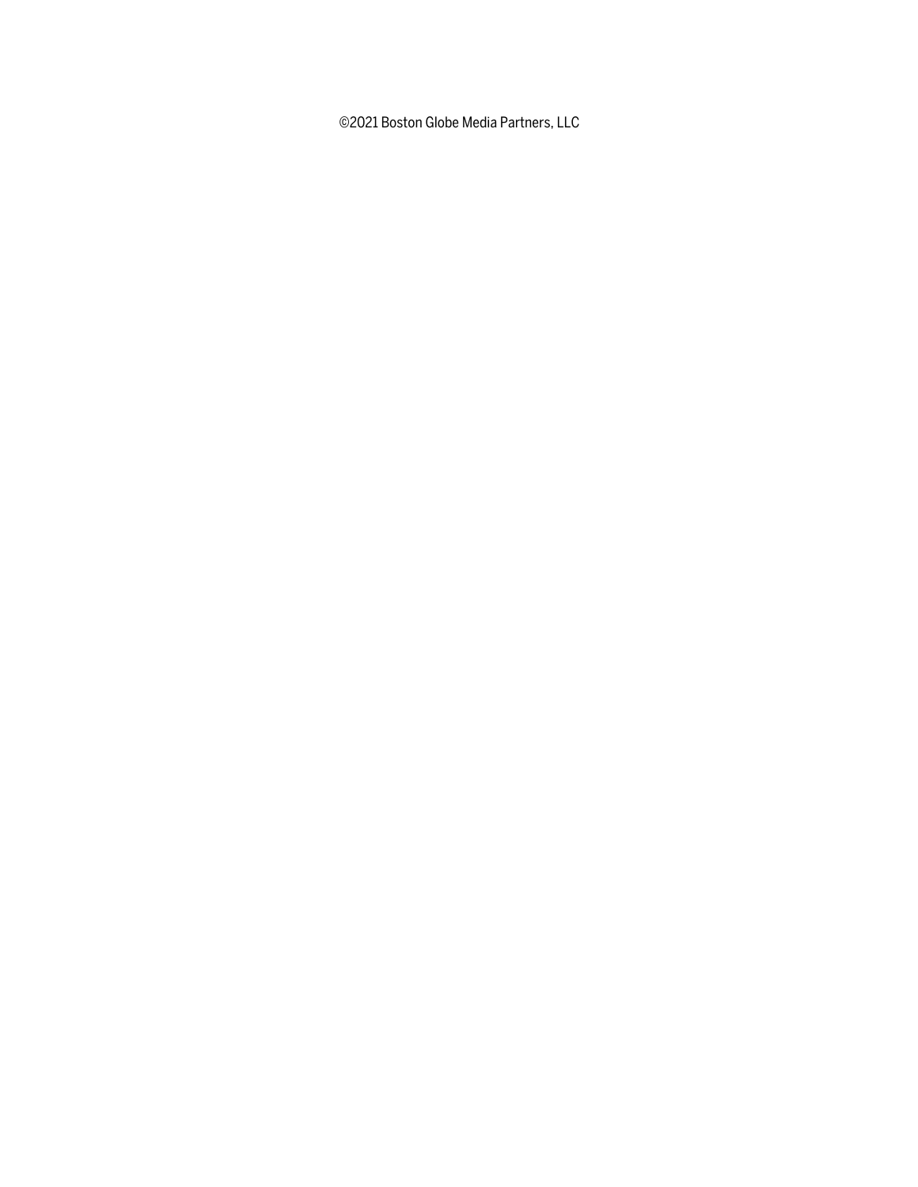©2021 Boston Globe Media Partners, LLC